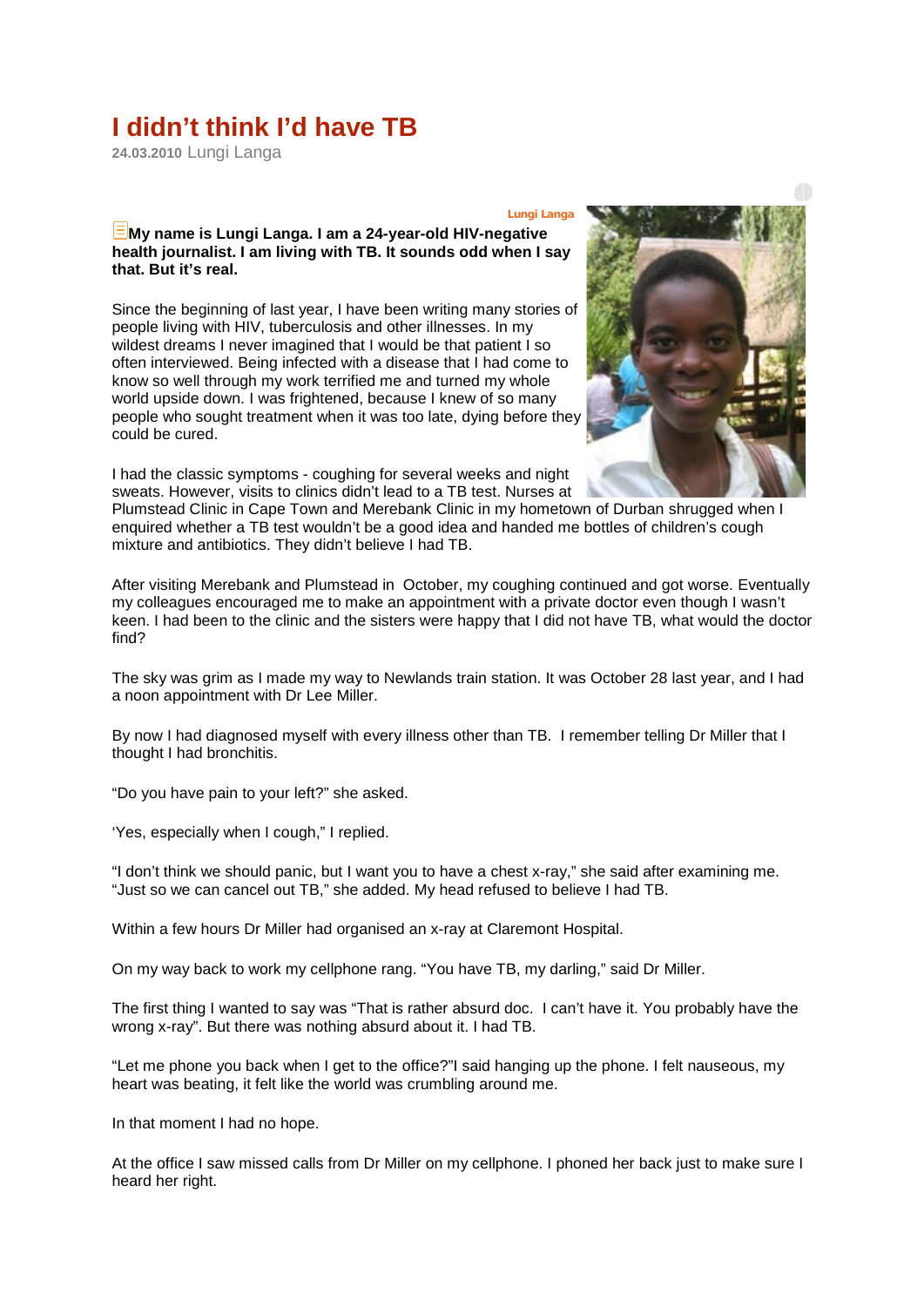# I didn't think I'd have TB

24.03.2010 Lungi Langa

Lungi Langa

**My name is Lungi Langa. I am a 24-year-old HIV-negative health journalist. I am living with TB. It sounds odd when I say that. But it's real.**

Since the beginning of last year, I have been writing many stories of people living with HIV, tuberculosis and other illnesses. In my wildest dreams I never imagined that I would be that patient I so often interviewed. Being infected with a disease that I had come to know so well through my work terrified me and turned my whole world upside down. I was frightened, because I knew of so many people who sought treatment when it was too late, dying before they could be cured.

I had the classic symptoms - coughing for several weeks and night sweats. However, visits to clinics didn't lead to a TB test. Nurses at Plumstead Clinic in Cape Town and Merebank Clinic in my hometown of Durban shrugged when I enquired whether a TB test wouldn't be a good idea and handed me bottles of children's cough mixture and antibiotics. They didn't believe I had TB.

After visiting Merebank and Plumstead in October, my coughing continued and got worse. Eventually my colleagues encouraged me to make an appointment with a private doctor even though I wasn't keen. I had been to the clinic and the sisters were happy that I did not have TB, what would the doctor find?

The sky was grim as I made my way to Newlands train station. It was October 28 last year, and I had a noon appointment with Dr Lee Miller.

By now I had diagnosed myself with every illness other than TB. I remember telling Dr Miller that I thought I had bronchitis.

"Do you have pain to your left?" she asked.

'Yes, especially when I cough," I replied.

"I don't think we should panic, but I want you to have a chest x-ray," she said after examining me. "Just so we can cancel out TB," she added. My head refused to believe I had TB.

Within a few hours Dr Miller had organised an x-ray at Claremont Hospital.

On my way back to work my cellphone rang. "You have TB, my darling," said Dr Miller.

The first thing I wanted to say was "That is rather absurd doc. I can't have it. You probably have the wrong x-ray". But there was nothing absurd about it. I had TB.

"Let me phone you back when I get to the office?"I said hanging up the phone. I felt nauseous, my heart was beating, it felt like the world was crumbling around me.

In that moment I had no hope.

At the office I saw missed calls from Dr Miller on my cellphone. I phoned her back just to make sure I heard her right.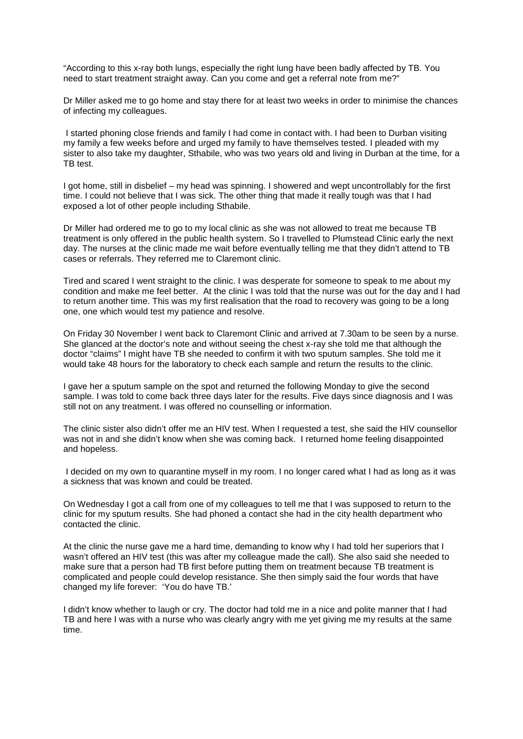"According to this x-ray both lungs, especially the right lung have been badly affected by TB. You need to start treatment straight away. Can you come and get a referral note from me?"

Dr Miller asked me to go home and stay there for at least two weeks in order to minimise the chances of infecting my colleagues.

I started phoning close friends and family I had come in contact with. I had been to Durban visiting my family a few weeks before and urged my family to have themselves tested. I pleaded with my sister to also take my daughter, Sthabile, who was two years old and living in Durban at the time, for a TB test.

I got home, still in disbelief – my head was spinning. I showered and wept uncontrollably for the first time. I could not believe that I was sick. The other thing that made it really tough was that I had exposed a lot of other people including Sthabile.

Dr Miller had ordered me to go to my local clinic as she was not allowed to treat me because TB treatment is only offered in the public health system. So I travelled to Plumstead Clinic early the next day. The nurses at the clinic made me wait before eventually telling me that they didn't attend to TB cases or referrals. They referred me to Claremont clinic.

Tired and scared I went straight to the clinic. I was desperate for someone to speak to me about my condition and make me feel better. At the clinic I was told that the nurse was out for the day and I had to return another time. This was my first realisation that the road to recovery was going to be a long one, one which would test my patience and resolve.

On Friday 30 November I went back to Claremont Clinic and arrived at 7.30am to be seen by a nurse. She glanced at the doctor's note and without seeing the chest x-ray she told me that although the doctor "claims" I might have TB she needed to confirm it with two sputum samples. She told me it would take 48 hours for the laboratory to check each sample and return the results to the clinic.

I gave her a sputum sample on the spot and returned the following Monday to give the second sample. I was told to come back three days later for the results. Five days since diagnosis and I was still not on any treatment. I was offered no counselling or information.

The clinic sister also didn't offer me an HIV test. When I requested a test, she said the HIV counsellor was not in and she didn't know when she was coming back. I returned home feeling disappointed and hopeless.

I decided on my own to quarantine myself in my room. I no longer cared what I had as long as it was a sickness that was known and could be treated.

On Wednesday I got a call from one of my colleagues to tell me that I was supposed to return to the clinic for my sputum results. She had phoned a contact she had in the city health department who contacted the clinic.

At the clinic the nurse gave me a hard time, demanding to know why I had told her superiors that I wasn't offered an HIV test (this was after my colleague made the call). She also said she needed to make sure that a person had TB first before putting them on treatment because TB treatment is complicated and people could develop resistance. She then simply said the four words that have changed my life forever: 'You do have TB.'

I didn't know whether to laugh or cry. The doctor had told me in a nice and polite manner that I had TB and here I was with a nurse who was clearly angry with me yet giving me my results at the same time.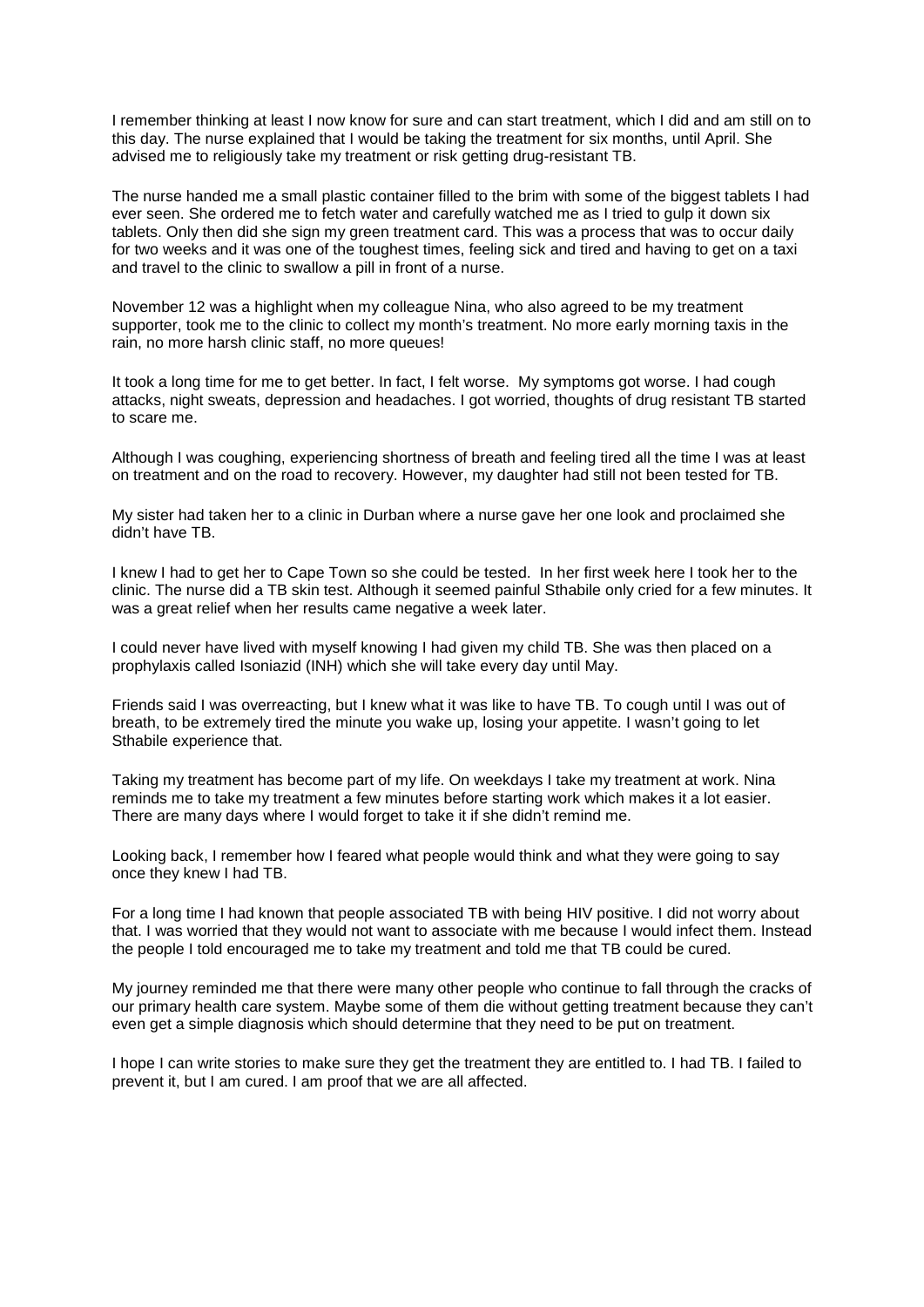I remember thinking at least I now know for sure and can start treatment, which I did and am still on to this day. The nurse explained that I would be taking the treatment for six months, until April. She advised me to religiously take my treatment or risk getting drug-resistant TB.

The nurse handed me a small plastic container filled to the brim with some of the biggest tablets I had ever seen. She ordered me to fetch water and carefully watched me as I tried to gulp it down six tablets. Only then did she sign my green treatment card. This was a process that was to occur daily for two weeks and it was one of the toughest times, feeling sick and tired and having to get on a taxi and travel to the clinic to swallow a pill in front of a nurse.

November 12 was a highlight when my colleague Nina, who also agreed to be my treatment supporter, took me to the clinic to collect my month's treatment. No more early morning taxis in the rain, no more harsh clinic staff, no more queues!

It took a long time for me to get better. In fact, I felt worse. My symptoms got worse. I had cough attacks, night sweats, depression and headaches. I got worried, thoughts of drug resistant TB started to scare me.

Although I was coughing, experiencing shortness of breath and feeling tired all the time I was at least on treatment and on the road to recovery. However, my daughter had still not been tested for TB.

My sister had taken her to a clinic in Durban where a nurse gave her one look and proclaimed she didn't have TB.

I knew I had to get her to Cape Town so she could be tested. In her first week here I took her to the clinic. The nurse did a TB skin test. Although it seemed painful Sthabile only cried for a few minutes. It was a great relief when her results came negative a week later.

I could never have lived with myself knowing I had given my child TB. She was then placed on a prophylaxis called Isoniazid (INH) which she will take every day until May.

Friends said I was overreacting, but I knew what it was like to have TB. To cough until I was out of breath, to be extremely tired the minute you wake up, losing your appetite. I wasn't going to let Sthabile experience that.

Taking my treatment has become part of my life. On weekdays I take my treatment at work. Nina reminds me to take my treatment a few minutes before starting work which makes it a lot easier. There are many days where I would forget to take it if she didn't remind me.

Looking back, I remember how I feared what people would think and what they were going to say once they knew I had TB.

For a long time I had known that people associated TB with being HIV positive. I did not worry about that. I was worried that they would not want to associate with me because I would infect them. Instead the people I told encouraged me to take my treatment and told me that TB could be cured.

My journey reminded me that there were many other people who continue to fall through the cracks of our primary health care system. Maybe some of them die without getting treatment because they can't even get a simple diagnosis which should determine that they need to be put on treatment.

I hope I can write stories to make sure they get the treatment they are entitled to. I had TB. I failed to prevent it, but I am cured. I am proof that we are all affected.